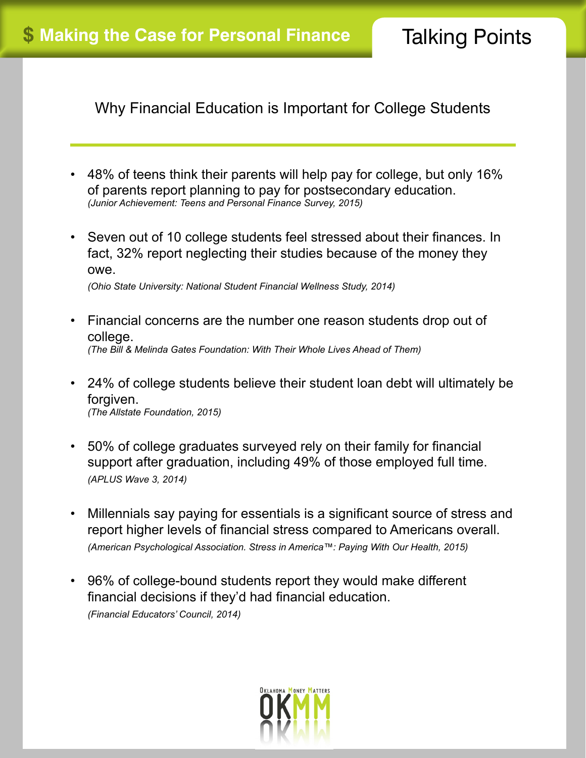# $ Making the Case for Personal Finance

## Talking Points

### Why Financial Education is Important for College Students

- 48% of teens think their parents will help pay for college, but only 16% of parents report planning to pay for postsecondary education.
  *(Junior Achievement: Teens and Personal Finance Survey, 2015)*

- Seven out of 10 college students feel stressed about their finances. In fact, 32% report neglecting their studies because of the money they owe.
  *(Ohio State University: National Student Financial Wellness Study, 2014)*

- Financial concerns are the number one reason students drop out of college.
  *(The Bill & Melinda Gates Foundation: With Their Whole Lives Ahead of Them)*

- 24% of college students believe their student loan debt will ultimately be forgiven.
  *(The Allstate Foundation, 2015)*

- 50% of college graduates surveyed rely on their family for financial support after graduation, including 49% of those employed full time.
  *(APLUS Wave 3, 2014)*

- Millennials say paying for essentials is a significant source of stress and report higher levels of financial stress compared to Americans overall.
  *(American Psychological Association. Stress in America™: Paying With Our Health, 2015)*

- 96% of college-bound students report they would make different financial decisions if they'd had financial education.
  *(Financial Educators' Council, 2014)*

Oklahoma Money Matters
OKMM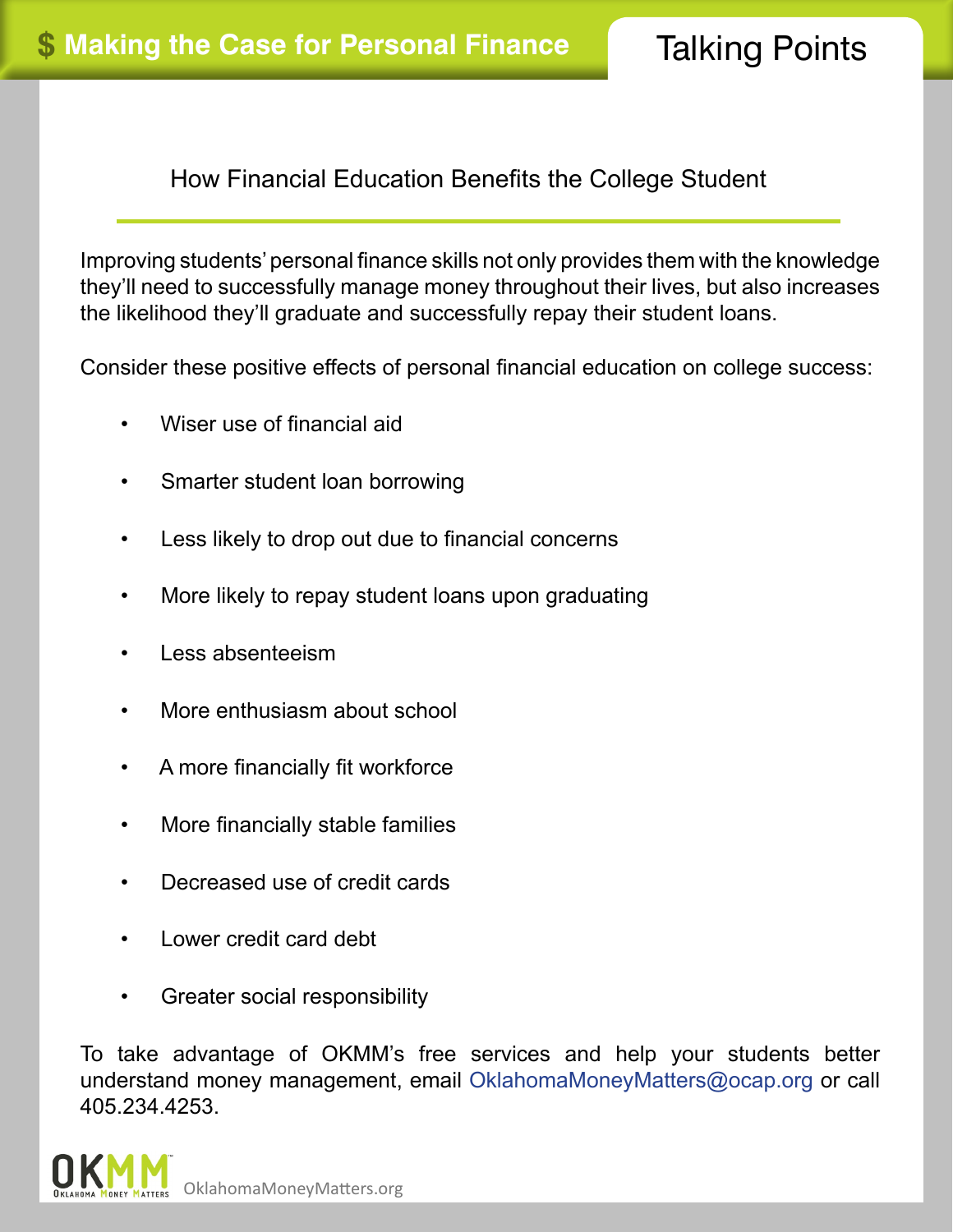# $ Making the Case for Personal Finance

## Talking Points

### How Financial Education Benefits the College Student

Improving students' personal finance skills not only provides them with the knowledge they'll need to successfully manage money throughout their lives, but also increases the likelihood they'll graduate and successfully repay their student loans.

Consider these positive effects of personal financial education on college success:

- Wiser use of financial aid
- Smarter student loan borrowing
- Less likely to drop out due to financial concerns
- More likely to repay student loans upon graduating
- Less absenteeism
- More enthusiasm about school
- A more financially fit workforce
- More financially stable families
- Decreased use of credit cards
- Lower credit card debt
- Greater social responsibility

To take advantage of OKMM's free services and help your students better understand money management, email OklahomaMoneyMatters@ocap.org or call 405.234.4253.

OKMM Oklahoma Money Matters OklahomaMoneyMatters.org